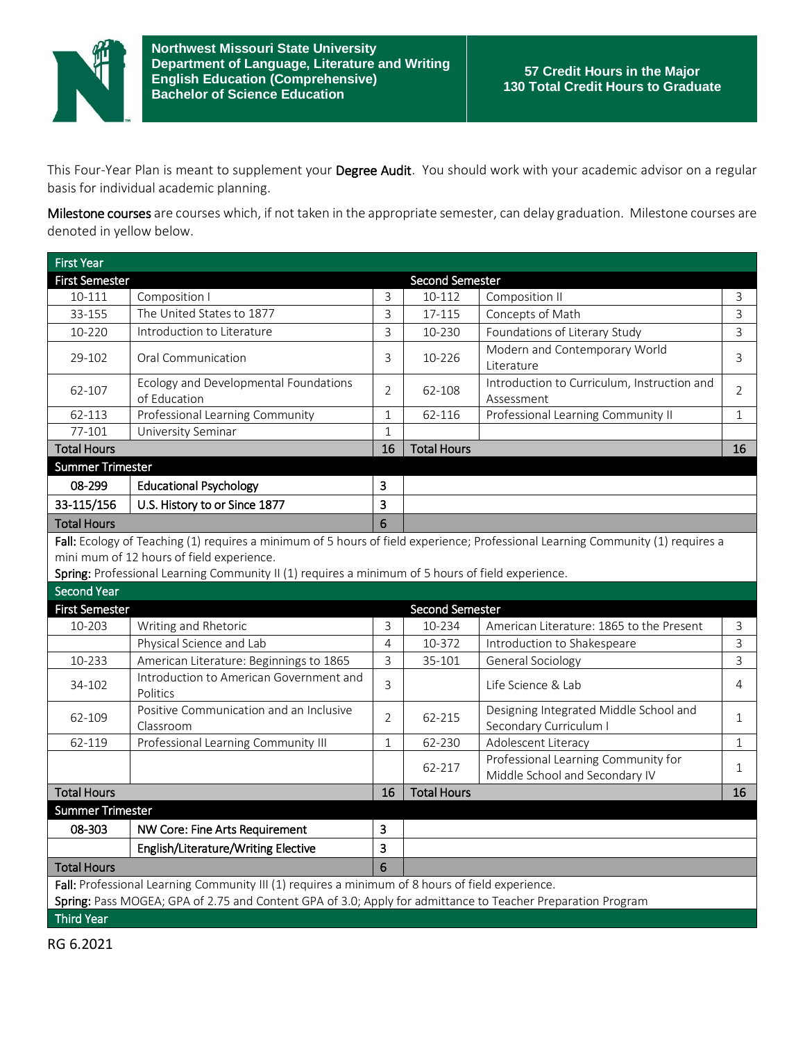**Northwest Missouri State University**
**Department of Language, Literature and Writing**
**English Education (Comprehensive)**
**Bachelor of Science Education**

**57 Credit Hours in the Major**
**130 Total Credit Hours to Graduate**

This Four-Year Plan is meant to supplement your **Degree Audit**. You should work with your academic advisor on a regular basis for individual academic planning.

**Milestone courses** are courses which, if not taken in the appropriate semester, can delay graduation. Milestone courses are denoted in yellow below.

| First Year | | | | | |
|---|---|---|---|---|---|
| **First Semester** | | | **Second Semester** | | |
| 10-111 | Composition I | 3 | 10-112 | Composition II | 3 |
| 33-155 | The United States to 1877 | 3 | 17-115 | Concepts of Math | 3 |
| 10-220 | Introduction to Literature | 3 | 10-230 | Foundations of Literary Study | 3 |
| 29-102 | Oral Communication | 3 | 10-226 | Modern and Contemporary World Literature | 3 |
| 62-107 | Ecology and Developmental Foundations of Education | 2 | 62-108 | Introduction to Curriculum, Instruction and Assessment | 2 |
| 62-113 | Professional Learning Community | 1 | 62-116 | Professional Learning Community II | 1 |
| 77-101 | University Seminar | 1 | | | |
| **Total Hours** | | **16** | **Total Hours** | | **16** |
| **Summer Trimester** | | | | | |
| **08-299** | **Educational Psychology** | **3** | | | |
| **33-115/156** | **U.S. History to or Since 1877** | **3** | | | |
| **Total Hours** | | **6** | | | |

**Fall:** Ecology of Teaching (1) requires a minimum of 5 hours of field experience; Professional Learning Community (1) requires a mini mum of 12 hours of field experience.
**Spring:** Professional Learning Community II (1) requires a minimum of 5 hours of field experience.

| Second Year | | | | | |
|---|---|---|---|---|---|
| **First Semester** | | | **Second Semester** | | |
| 10-203 | Writing and Rhetoric | 3 | 10-234 | American Literature: 1865 to the Present | 3 |
| | Physical Science and Lab | 4 | 10-372 | Introduction to Shakespeare | 3 |
| 10-233 | American Literature: Beginnings to 1865 | 3 | 35-101 | General Sociology | 3 |
| 34-102 | Introduction to American Government and Politics | 3 | | Life Science & Lab | 4 |
| 62-109 | Positive Communication and an Inclusive Classroom | 2 | 62-215 | Designing Integrated Middle School and Secondary Curriculum I | 1 |
| 62-119 | Professional Learning Community III | 1 | 62-230 | Adolescent Literacy | 1 |
| | | | 62-217 | Professional Learning Community for Middle School and Secondary IV | 1 |
| **Total Hours** | | **16** | **Total Hours** | | **16** |
| **Summer Trimester** | | | | | |
| **08-303** | **NW Core: Fine Arts Requirement** | **3** | | | |
| | **English/Literature/Writing Elective** | **3** | | | |
| **Total Hours** | | **6** | | | |

**Fall:** Professional Learning Community III (1) requires a minimum of 8 hours of field experience.
**Spring:** Pass MOGEA; GPA of 2.75 and Content GPA of 3.0; Apply for admittance to Teacher Preparation Program

**Third Year**

RG 6.2021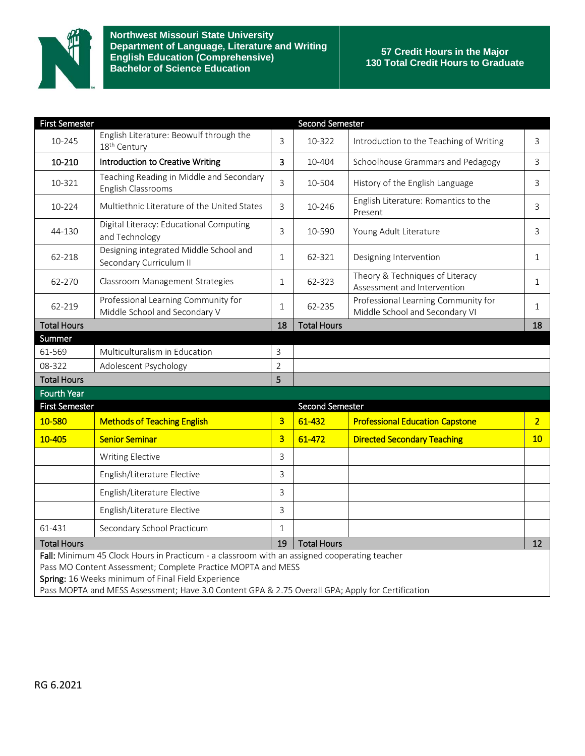**Northwest Missouri State University**
**Department of Language, Literature and Writing**
**English Education (Comprehensive)**
**Bachelor of Science Education**

**57 Credit Hours in the Major**
**130 Total Credit Hours to Graduate**

| First Semester | | | Second Semester | | |
|---|---|---|---|---|---|
| 10-245 | English Literature: Beowulf through the 18th Century | 3 | 10-322 | Introduction to the Teaching of Writing | 3 |
| **10-210** | **Introduction to Creative Writing** | **3** | 10-404 | Schoolhouse Grammars and Pedagogy | 3 |
| 10-321 | Teaching Reading in Middle and Secondary English Classrooms | 3 | 10-504 | History of the English Language | 3 |
| 10-224 | Multiethnic Literature of the United States | 3 | 10-246 | English Literature: Romantics to the Present | 3 |
| 44-130 | Digital Literacy: Educational Computing and Technology | 3 | 10-590 | Young Adult Literature | 3 |
| 62-218 | Designing integrated Middle School and Secondary Curriculum II | 1 | 62-321 | Designing Intervention | 1 |
| 62-270 | Classroom Management Strategies | 1 | 62-323 | Theory & Techniques of Literacy Assessment and Intervention | 1 |
| 62-219 | Professional Learning Community for Middle School and Secondary V | 1 | 62-235 | Professional Learning Community for Middle School and Secondary VI | 1 |
| **Total Hours** | | **18** | **Total Hours** | | **18** |
| **Summer** | | | | | |
| 61-569 | Multiculturalism in Education | 3 | | | |
| 08-322 | Adolescent Psychology | 2 | | | |
| **Total Hours** | | **5** | | | |
| **Fourth Year** | | | | | |
| **First Semester** | | | **Second Semester** | | |
| **10-580** | **Methods of Teaching English** | **3** | **61-432** | **Professional Education Capstone** | **2** |
| **10-405** | **Senior Seminar** | **3** | **61-472** | **Directed Secondary Teaching** | **10** |
| | Writing Elective | 3 | | | |
| | English/Literature Elective | 3 | | | |
| | English/Literature Elective | 3 | | | |
| | English/Literature Elective | 3 | | | |
| 61-431 | Secondary School Practicum | 1 | | | |
| **Total Hours** | | **19** | **Total Hours** | | **12** |

**Fall:** Minimum 45 Clock Hours in Practicum - a classroom with an assigned cooperating teacher
Pass MO Content Assessment; Complete Practice MOPTA and MESS
**Spring:** 16 Weeks minimum of Final Field Experience
Pass MOPTA and MESS Assessment; Have 3.0 Content GPA & 2.75 Overall GPA; Apply for Certification

RG 6.2021